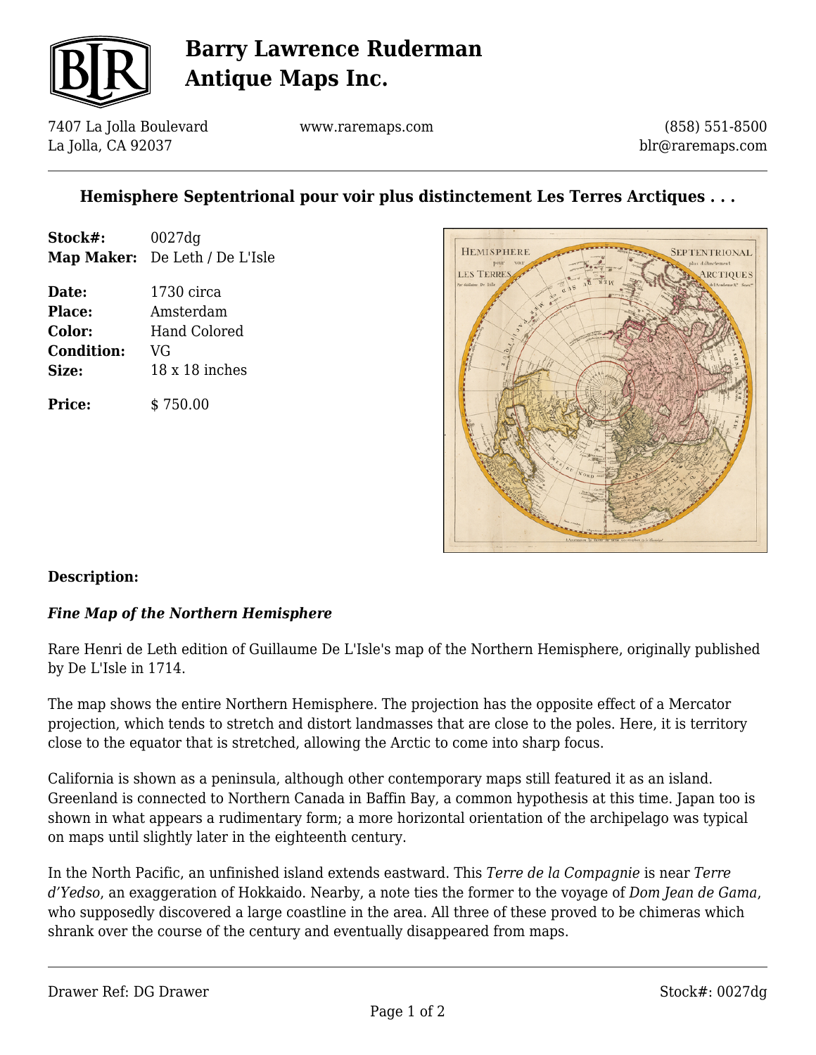# Barry Lawrence Ruderman Antique Maps Inc.

7407 La Jolla Boulevard
La Jolla, CA 92037

www.raremaps.com

(858) 551-8500
blr@raremaps.com

## Hemisphere Septentrional pour voir plus distinctement Les Terres Arctiques . . .

| | |
|---|---|
| **Stock#:** | 0027dg |
| **Map Maker:** | De Leth / De L'Isle |
| **Date:** | 1730 circa |
| **Place:** | Amsterdam |
| **Color:** | Hand Colored |
| **Condition:** | VG |
| **Size:** | 18 x 18 inches |
| **Price:** | $ 750.00 |

### Description:

***Fine Map of the Northern Hemisphere***

Rare Henri de Leth edition of Guillaume De L'Isle's map of the Northern Hemisphere, originally published by De L'Isle in 1714.

The map shows the entire Northern Hemisphere. The projection has the opposite effect of a Mercator projection, which tends to stretch and distort landmasses that are close to the poles. Here, it is territory close to the equator that is stretched, allowing the Arctic to come into sharp focus.

California is shown as a peninsula, although other contemporary maps still featured it as an island. Greenland is connected to Northern Canada in Baffin Bay, a common hypothesis at this time. Japan too is shown in what appears a rudimentary form; a more horizontal orientation of the archipelago was typical on maps until slightly later in the eighteenth century.

In the North Pacific, an unfinished island extends eastward. This *Terre de la Compagnie* is near *Terre d'Yedso*, an exaggeration of Hokkaido. Nearby, a note ties the former to the voyage of *Dom Jean de Gama*, who supposedly discovered a large coastline in the area. All three of these proved to be chimeras which shrank over the course of the century and eventually disappeared from maps.

Drawer Ref: DG Drawer

Stock#: 0027dg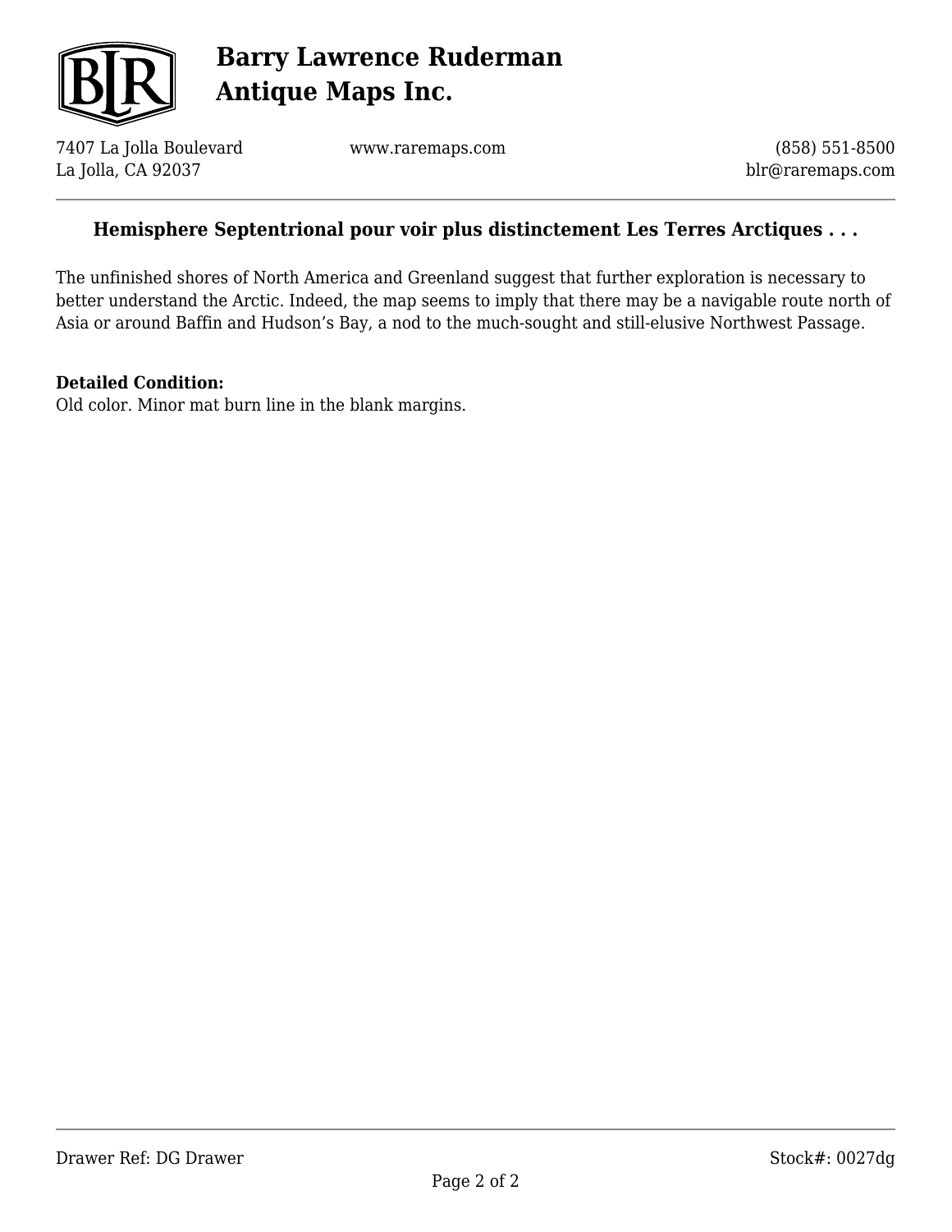**Hemisphere Septentrional pour voir plus distinctement Les Terres Arctiques . . .**

The unfinished shores of North America and Greenland suggest that further exploration is necessary to better understand the Arctic. Indeed, the map seems to imply that there may be a navigable route north of Asia or around Baffin and Hudson's Bay, a nod to the much-sought and still-elusive Northwest Passage.

**Detailed Condition:**
Old color. Minor mat burn line in the blank margins.